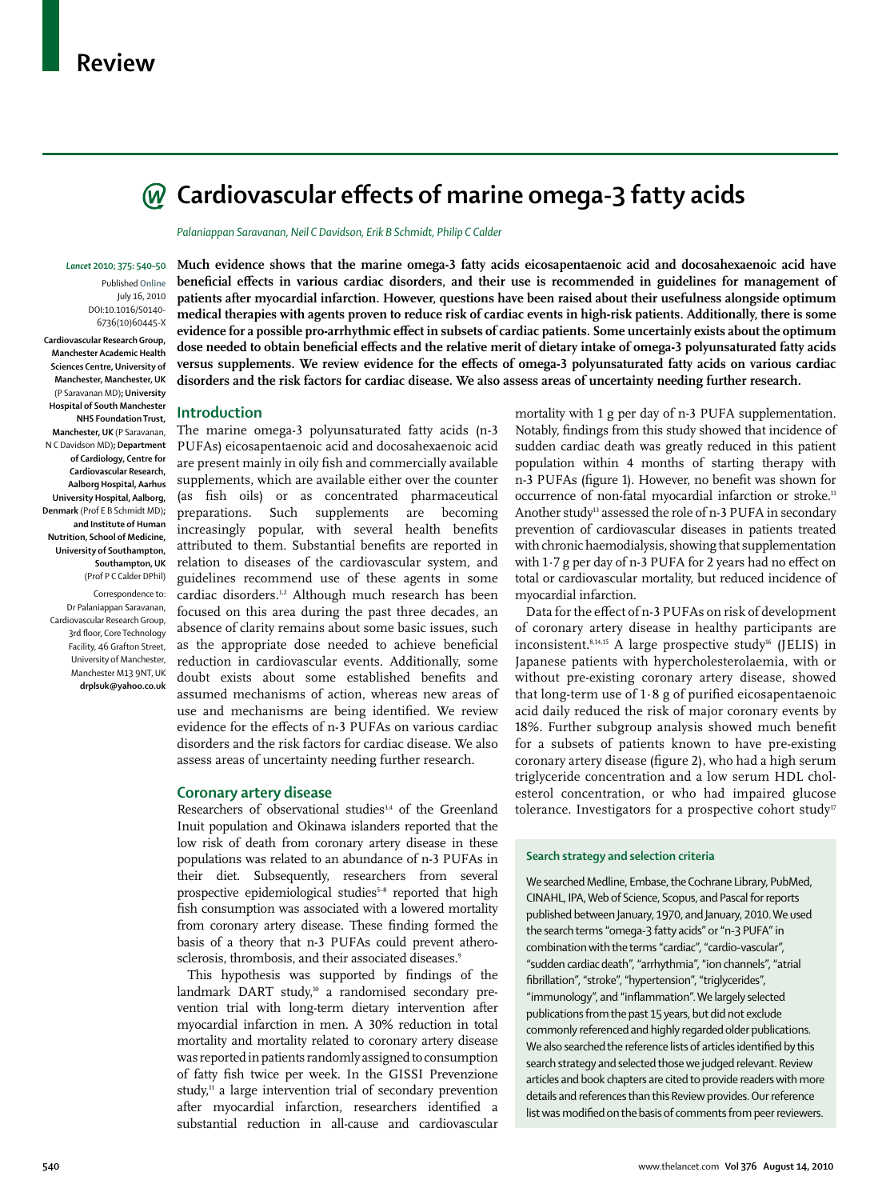# Review

# Cardiovascular effects of marine omega-3 fatty acids

*Palaniappan Saravanan, Neil C Davidson, Erik B Schmidt, Philip C Calder*

*Lancet* 2010; 375: 540–50

Published Online July 16, 2010 DOI:10.1016/S0140-6736(10)60445-X

**Cardiovascular Research Group, Manchester Academic Health Sciences Centre, University of Manchester, Manchester, UK** (P Saravanan MD)**; University Hospital of South Manchester NHS Foundation Trust, Manchester, UK** (P Saravanan, N C Davidson MD)**; Department of Cardiology, Centre for Cardiovascular Research, Aalborg Hospital, Aarhus University Hospital, Aalborg, Denmark** (Prof E B Schmidt MD)**; and Institute of Human Nutrition, School of Medicine, University of Southampton, Southampton, UK** (Prof P C Calder DPhil)

Correspondence to: Dr Palaniappan Saravanan, Cardiovascular Research Group, 3rd floor, Core Technology Facility, 46 Grafton Street, University of Manchester, Manchester M13 9NT, UK **drplsuk@yahoo.co.uk**

**Much evidence shows that the marine omega-3 fatty acids eicosapentaenoic acid and docosahexaenoic acid have beneficial effects in various cardiac disorders, and their use is recommended in guidelines for management of patients after myocardial infarction. However, questions have been raised about their usefulness alongside optimum medical therapies with agents proven to reduce risk of cardiac events in high-risk patients. Additionally, there is some evidence for a possible pro-arrhythmic effect in subsets of cardiac patients. Some uncertainly exists about the optimum dose needed to obtain beneficial effects and the relative merit of dietary intake of omega-3 polyunsaturated fatty acids versus supplements. We review evidence for the effects of omega-3 polyunsaturated fatty acids on various cardiac disorders and the risk factors for cardiac disease. We also assess areas of uncertainty needing further research.**

## Introduction

The marine omega-3 polyunsaturated fatty acids (n-3 PUFAs) eicosapentaenoic acid and docosahexaenoic acid are present mainly in oily fish and commercially available supplements, which are available either over the counter (as fish oils) or as concentrated pharmaceutical preparations. Such supplements are becoming increasingly popular, with several health benefits attributed to them. Substantial benefits are reported in relation to diseases of the cardiovascular system, and guidelines recommend use of these agents in some cardiac disorders.[1,2] Although much research has been focused on this area during the past three decades, an absence of clarity remains about some basic issues, such as the appropriate dose needed to achieve beneficial reduction in cardiovascular events. Additionally, some doubt exists about some established benefits and assumed mechanisms of action, whereas new areas of use and mechanisms are being identified. We review evidence for the effects of n-3 PUFAs on various cardiac disorders and the risk factors for cardiac disease. We also assess areas of uncertainty needing further research.

## Coronary artery disease

Researchers of observational studies[3,4] of the Greenland Inuit population and Okinawa islanders reported that the low risk of death from coronary artery disease in these populations was related to an abundance of n-3 PUFAs in their diet. Subsequently, researchers from several prospective epidemiological studies[5–8] reported that high fish consumption was associated with a lowered mortality from coronary artery disease. These finding formed the basis of a theory that n-3 PUFAs could prevent atherosclerosis, thrombosis, and their associated diseases.[9]

This hypothesis was supported by findings of the landmark DART study,[10] a randomised secondary prevention trial with long-term dietary intervention after myocardial infarction in men. A 30% reduction in total mortality and mortality related to coronary artery disease was reported in patients randomly assigned to consumption of fatty fish twice per week. In the GISSI Prevenzione study,[11] a large intervention trial of secondary prevention after myocardial infarction, researchers identified a substantial reduction in all-cause and cardiovascular mortality with 1 g per day of n-3 PUFA supplementation. Notably, findings from this study showed that incidence of sudden cardiac death was greatly reduced in this patient population within 4 months of starting therapy with n-3 PUFAs (figure 1). However, no benefit was shown for occurrence of non-fatal myocardial infarction or stroke.[11] Another study[13] assessed the role of n-3 PUFA in secondary prevention of cardiovascular diseases in patients treated with chronic haemodialysis, showing that supplementation with 1·7 g per day of n-3 PUFA for 2 years had no effect on total or cardiovascular mortality, but reduced incidence of myocardial infarction.

Data for the effect of n-3 PUFAs on risk of development of coronary artery disease in healthy participants are inconsistent.[8,14,15] A large prospective study[16] (JELIS) in Japanese patients with hypercholesterolaemia, with or without pre-existing coronary artery disease, showed that long-term use of 1·8 g of purified eicosapentaenoic acid daily reduced the risk of major coronary events by 18%. Further subgroup analysis showed much benefit for a subsets of patients known to have pre-existing coronary artery disease (figure 2), who had a high serum triglyceride concentration and a low serum HDL cholesterol concentration, or who had impaired glucose tolerance. Investigators for a prospective cohort study[17]

### Search strategy and selection criteria

We searched Medline, Embase, the Cochrane Library, PubMed, CINAHL, IPA, Web of Science, Scopus, and Pascal for reports published between January, 1970, and January, 2010. We used the search terms "omega-3 fatty acids" or "n-3 PUFA" in combination with the terms "cardiac", "cardio-vascular", "sudden cardiac death", "arrhythmia", "ion channels", "atrial fibrillation", "stroke", "hypertension", "triglycerides", "immunology", and "inflammation". We largely selected publications from the past 15 years, but did not exclude commonly referenced and highly regarded older publications. We also searched the reference lists of articles identified by this search strategy and selected those we judged relevant. Review articles and book chapters are cited to provide readers with more details and references than this Review provides. Our reference list was modified on the basis of comments from peer reviewers.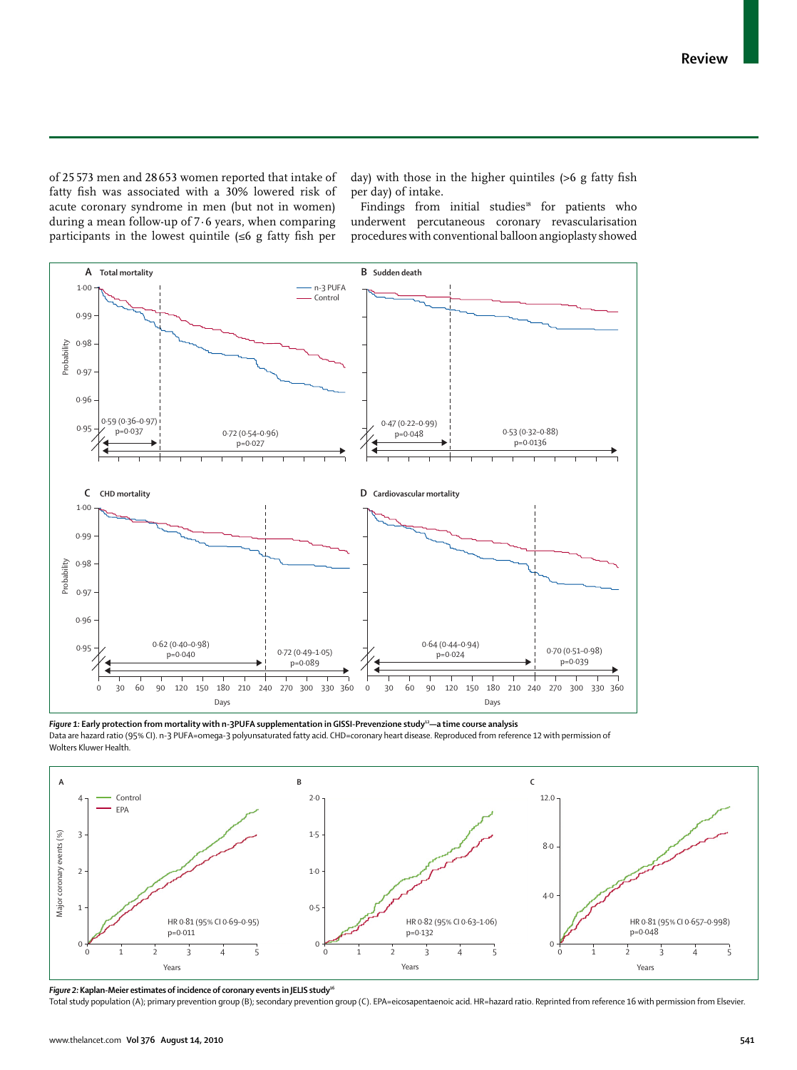of 25 573 men and 28 653 women reported that intake of fatty fish was associated with a 30% lowered risk of acute coronary syndrome in men (but not in women) during a mean follow-up of 7·6 years, when comparing participants in the lowest quintile (≤6 g fatty fish per day) with those in the higher quintiles (>6 g fatty fish per day) of intake.

Findings from initial studies[18] for patients who underwent percutaneous coronary revascularisation procedures with conventional balloon angioplasty showed

***Figure 1:*** **Early protection from mortality with n-3PUFA supplementation in GISSI-Prevenzione study[12]—a time course analysis**
Data are hazard ratio (95% CI). n-3 PUFA=omega-3 polyunsaturated fatty acid. CHD=coronary heart disease. Reproduced from reference 12 with permission of Wolters Kluwer Health.

***Figure 2:*** **Kaplan-Meier estimates of incidence of coronary events in JELIS study[16]**
Total study population (A); primary prevention group (B); secondary prevention group (C). EPA=eicosapentaenoic acid. HR=hazard ratio. Reprinted from reference 16 with permission from Elsevier.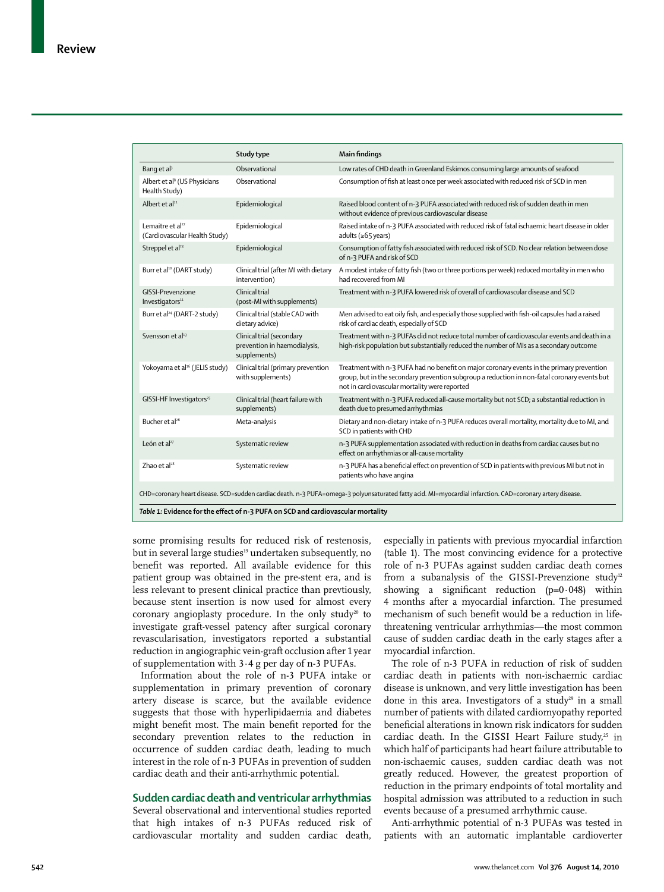| | Study type | Main findings |
|---|---|---|
| Bang et al[3] | Observational | Low rates of CHD death in Greenland Eskimos consuming large amounts of seafood |
| Albert et al[8] (US Physicians Health Study) | Observational | Consumption of fish at least once per week associated with reduced risk of SCD in men |
| Albert et al[21] | Epidemiological | Raised blood content of n-3 PUFA associated with reduced risk of sudden death in men without evidence of previous cardiovascular disease |
| Lemaitre et al[22] (Cardiovascular Health Study) | Epidemiological | Raised intake of n-3 PUFA associated with reduced risk of fatal ischaemic heart disease in older adults (≥65 years) |
| Streppel et al[23] | Epidemiological | Consumption of fatty fish associated with reduced risk of SCD. No clear relation between dose of n-3 PUFA and risk of SCD |
| Burr et al[10] (DART study) | Clinical trial (after MI with dietary intervention) | A modest intake of fatty fish (two or three portions per week) reduced mortality in men who had recovered from MI |
| GISSI-Prevenzione Investigators[11] | Clinical trial (post-MI with supplements) | Treatment with n-3 PUFA lowered risk of overall of cardiovascular disease and SCD |
| Burr et al[24] (DART-2 study) | Clinical trial (stable CAD with dietary advice) | Men advised to eat oily fish, and especially those supplied with fish-oil capsules had a raised risk of cardiac death, especially of SCD |
| Svensson et al[13] | Clinical trial (secondary prevention in haemodialysis, supplements) | Treatment with n-3 PUFAs did not reduce total number of cardiovascular events and death in a high-risk population but substantially reduced the number of MIs as a secondary outcome |
| Yokoyama et al[16] (JELIS study) | Clinical trial (primary prevention with supplements) | Treatment with n-3 PUFA had no benefit on major coronary events in the primary prevention group, but in the secondary prevention subgroup a reduction in non-fatal coronary events but not in cardiovascular mortality were reported |
| GISSI-HF Investigators[25] | Clinical trial (heart failure with supplements) | Treatment with n-3 PUFA reduced all-cause mortality but not SCD; a substantial reduction in death due to presumed arrhythmias |
| Bucher et al[26] | Meta-analysis | Dietary and non-dietary intake of n-3 PUFA reduces overall mortality, mortality due to MI, and SCD in patients with CHD |
| León et al[27] | Systematic review | n-3 PUFA supplementation associated with reduction in deaths from cardiac causes but no effect on arrhythmias or all-cause mortality |
| Zhao et al[28] | Systematic review | n-3 PUFA has a beneficial effect on prevention of SCD in patients with previous MI but not in patients who have angina |

CHD=coronary heart disease. SCD=sudden cardiac death. n-3 PUFA=omega-3 polyunsaturated fatty acid. MI=myocardial infarction. CAD=coronary artery disease.

***Table 1:* Evidence for the effect of n-3 PUFA on SCD and cardiovascular mortality**

some promising results for reduced risk of restenosis, but in several large studies[19] undertaken subsequently, no benefit was reported. All available evidence for this patient group was obtained in the pre-stent era, and is less relevant to present clinical practice than prevtiously, because stent insertion is now used for almost every coronary angioplasty procedure. In the only study[20] to investigate graft-vessel patency after surgical coronary revascularisation, investigators reported a substantial reduction in angiographic vein-graft occlusion after 1 year of supplementation with 3·4 g per day of n-3 PUFAs.

Information about the role of n-3 PUFA intake or supplementation in primary prevention of coronary artery disease is scarce, but the available evidence suggests that those with hyperlipidaemia and diabetes might benefit most. The main benefit reported for the secondary prevention relates to the reduction in occurrence of sudden cardiac death, leading to much interest in the role of n-3 PUFAs in prevention of sudden cardiac death and their anti-arrhythmic potential.

## Sudden cardiac death and ventricular arrhythmias

Several observational and interventional studies reported that high intakes of n-3 PUFAs reduced risk of cardiovascular mortality and sudden cardiac death, especially in patients with previous myocardial infarction (table 1). The most convincing evidence for a protective role of n-3 PUFAs against sudden cardiac death comes from a subanalysis of the GISSI-Prevenzione study[12] showing a significant reduction ($p=0·048$) within 4 months after a myocardial infarction. The presumed mechanism of such benefit would be a reduction in life-threatening ventricular arrhythmias—the most common cause of sudden cardiac death in the early stages after a myocardial infarction.

The role of n-3 PUFA in reduction of risk of sudden cardiac death in patients with non-ischaemic cardiac disease is unknown, and very little investigation has been done in this area. Investigators of a study[29] in a small number of patients with dilated cardiomyopathy reported beneficial alterations in known risk indicators for sudden cardiac death. In the GISSI Heart Failure study,[25] in which half of participants had heart failure attributable to non-ischaemic causes, sudden cardiac death was not greatly reduced. However, the greatest proportion of reduction in the primary endpoints of total mortality and hospital admission was attributed to a reduction in such events because of a presumed arrhythmic cause.

Anti-arrhythmic potential of n-3 PUFAs was tested in patients with an automatic implantable cardioverter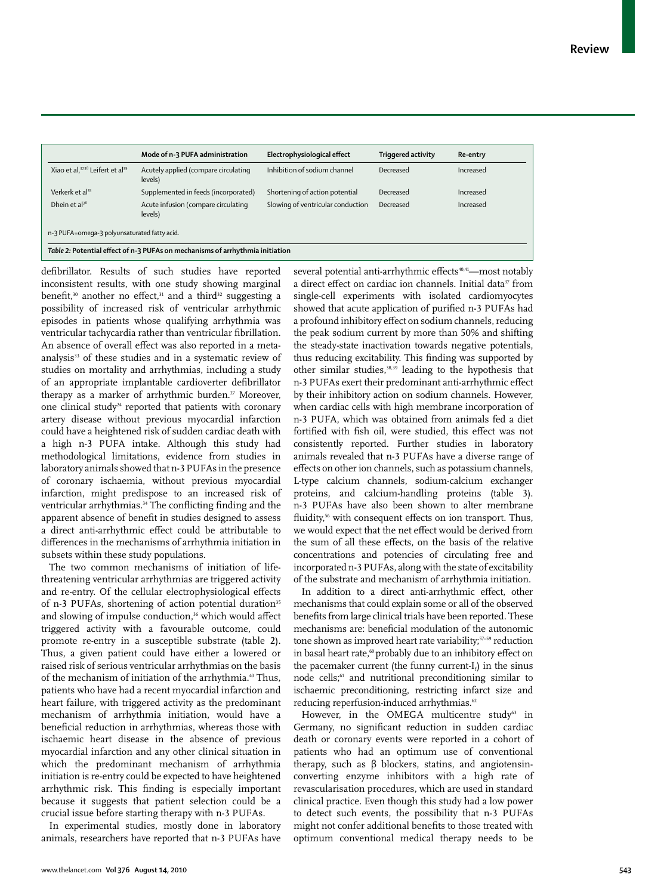| | Mode of n-3 PUFA administration | Electrophysiological effect | Triggered activity | Re-entry |
|---|---|---|---|---|
| Xiao et al,[37,38] Leifert et al[39] | Acutely applied (compare circulating levels) | Inhibition of sodium channel | Decreased | Increased |
| Verkerk et al[35] | Supplemented in feeds (incorporated) | Shortening of action potential | Decreased | Increased |
| Dhein et al[36] | Acute infusion (compare circulating levels) | Slowing of ventricular conduction | Decreased | Increased |

n-3 PUFA=omega-3 polyunsaturated fatty acid.

*Table 2:* **Potential effect of n-3 PUFAs on mechanisms of arrhythmia initiation**

defibrillator. Results of such studies have reported inconsistent results, with one study showing marginal benefit,[30] another no effect,[31] and a third[32] suggesting a possibility of increased risk of ventricular arrhythmic episodes in patients whose qualifying arrhythmia was ventricular tachycardia rather than ventricular fibrillation. An absence of overall effect was also reported in a meta-analysis[33] of these studies and in a systematic review of studies on mortality and arrhythmias, including a study of an appropriate implantable cardioverter defibrillator therapy as a marker of arrhythmic burden.[27] Moreover, one clinical study[24] reported that patients with coronary artery disease without previous myocardial infarction could have a heightened risk of sudden cardiac death with a high n-3 PUFA intake. Although this study had methodological limitations, evidence from studies in laboratory animals showed that n-3 PUFAs in the presence of coronary ischaemia, without previous myocardial infarction, might predispose to an increased risk of ventricular arrhythmias.[34] The conflicting finding and the apparent absence of benefit in studies designed to assess a direct anti-arrhythmic effect could be attributable to differences in the mechanisms of arrhythmia initiation in subsets within these study populations.

The two common mechanisms of initiation of life-threatening ventricular arrhythmias are triggered activity and re-entry. Of the cellular electrophysiological effects of n-3 PUFAs, shortening of action potential duration[35] and slowing of impulse conduction,[36] which would affect triggered activity with a favourable outcome, could promote re-entry in a susceptible substrate (table 2). Thus, a given patient could have either a lowered or raised risk of serious ventricular arrhythmias on the basis of the mechanism of initiation of the arrhythmia.[40] Thus, patients who have had a recent myocardial infarction and heart failure, with triggered activity as the predominant mechanism of arrhythmia initiation, would have a beneficial reduction in arrhythmias, whereas those with ischaemic heart disease in the absence of previous myocardial infarction and any other clinical situation in which the predominant mechanism of arrhythmia initiation is re-entry could be expected to have heightened arrhythmic risk. This finding is especially important because it suggests that patient selection could be a crucial issue before starting therapy with n-3 PUFAs.

In experimental studies, mostly done in laboratory animals, researchers have reported that n-3 PUFAs have several potential anti-arrhythmic effects[40,41]—most notably a direct effect on cardiac ion channels. Initial data[37] from single-cell experiments with isolated cardiomyocytes showed that acute application of purified n-3 PUFAs had a profound inhibitory effect on sodium channels, reducing the peak sodium current by more than 50% and shifting the steady-state inactivation towards negative potentials, thus reducing excitability. This finding was supported by other similar studies,[38,39] leading to the hypothesis that n-3 PUFAs exert their predominant anti-arrhythmic effect by their inhibitory action on sodium channels. However, when cardiac cells with high membrane incorporation of n-3 PUFA, which was obtained from animals fed a diet fortified with fish oil, were studied, this effect was not consistently reported. Further studies in laboratory animals revealed that n-3 PUFAs have a diverse range of effects on other ion channels, such as potassium channels, L-type calcium channels, sodium-calcium exchanger proteins, and calcium-handling proteins (table 3). n-3 PUFAs have also been shown to alter membrane fluidity,[56] with consequent effects on ion transport. Thus, we would expect that the net effect would be derived from the sum of all these effects, on the basis of the relative concentrations and potencies of circulating free and incorporated n-3 PUFAs, along with the state of excitability of the substrate and mechanism of arrhythmia initiation.

In addition to a direct anti-arrhythmic effect, other mechanisms that could explain some or all of the observed benefits from large clinical trials have been reported. These mechanisms are: beneficial modulation of the autonomic tone shown as improved heart rate variability;[57–59] reduction in basal heart rate,[60] probably due to an inhibitory effect on the pacemaker current (the funny current-$I_f$) in the sinus node cells;[61] and nutritional preconditioning similar to ischaemic preconditioning, restricting infarct size and reducing reperfusion-induced arrhythmias.[62]

However, in the OMEGA multicentre study[63] in Germany, no significant reduction in sudden cardiac death or coronary events were reported in a cohort of patients who had an optimum use of conventional therapy, such as β blockers, statins, and angiotensin-converting enzyme inhibitors with a high rate of revascularisation procedures, which are used in standard clinical practice. Even though this study had a low power to detect such events, the possibility that n-3 PUFAs might not confer additional benefits to those treated with optimum conventional medical therapy needs to be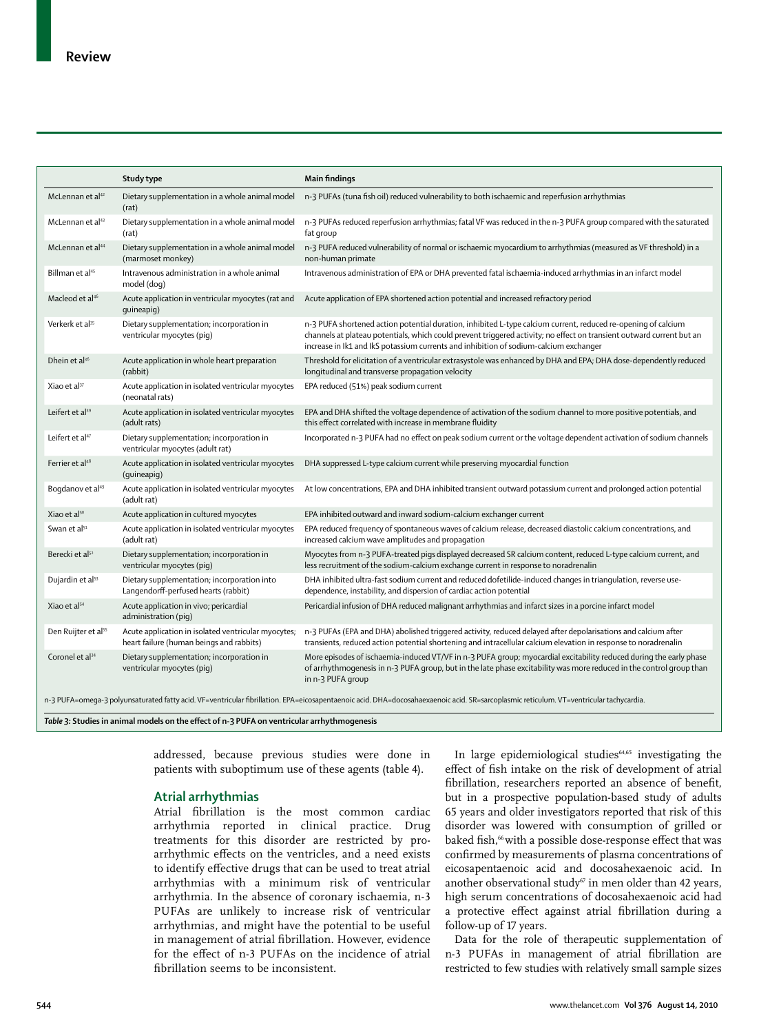| | Study type | Main findings |
|---|---|---|
| McLennan et al[42] | Dietary supplementation in a whole animal model (rat) | n-3 PUFAs (tuna fish oil) reduced vulnerability to both ischaemic and reperfusion arrhythmias |
| McLennan et al[43] | Dietary supplementation in a whole animal model (rat) | n-3 PUFAs reduced reperfusion arrhythmias; fatal VF was reduced in the n-3 PUFA group compared with the saturated fat group |
| McLennan et al[44] | Dietary supplementation in a whole animal model (marmoset monkey) | n-3 PUFA reduced vulnerability of normal or ischaemic myocardium to arrhythmias (measured as VF threshold) in a non-human primate |
| Billman et al[45] | Intravenous administration in a whole animal model (dog) | Intravenous administration of EPA or DHA prevented fatal ischaemia-induced arrhythmias in an infarct model |
| Macleod et al[46] | Acute application in ventricular myocytes (rat and guineapig) | Acute application of EPA shortened action potential and increased refractory period |
| Verkerk et al[35] | Dietary supplementation; incorporation in ventricular myocytes (pig) | n-3 PUFA shortened action potential duration, inhibited L-type calcium current, reduced re-opening of calcium channels at plateau potentials, which could prevent triggered activity; no effect on transient outward current but an increase in Ik1 and IkS potassium currents and inhibition of sodium-calcium exchanger |
| Dhein et al[36] | Acute application in whole heart preparation (rabbit) | Threshold for elicitation of a ventricular extrasystole was enhanced by DHA and EPA; DHA dose-dependently reduced longitudinal and transverse propagation velocity |
| Xiao et al[37] | Acute application in isolated ventricular myocytes (neonatal rats) | EPA reduced (51%) peak sodium current |
| Leifert et al[39] | Acute application in isolated ventricular myocytes (adult rats) | EPA and DHA shifted the voltage dependence of activation of the sodium channel to more positive potentials, and this effect correlated with increase in membrane fluidity |
| Leifert et al[47] | Dietary supplementation; incorporation in ventricular myocytes (adult rat) | Incorporated n-3 PUFA had no effect on peak sodium current or the voltage dependent activation of sodium channels |
| Ferrier et al[48] | Acute application in isolated ventricular myocytes (guineapig) | DHA suppressed L-type calcium current while preserving myocardial function |
| Bogdanov et al[49] | Acute application in isolated ventricular myocytes (adult rat) | At low concentrations, EPA and DHA inhibited transient outward potassium current and prolonged action potential |
| Xiao et al[50] | Acute application in cultured myocytes | EPA inhibited outward and inward sodium-calcium exchanger current |
| Swan et al[51] | Acute application in isolated ventricular myocytes (adult rat) | EPA reduced frequency of spontaneous waves of calcium release, decreased diastolic calcium concentrations, and increased calcium wave amplitudes and propagation |
| Berecki et al[52] | Dietary supplementation; incorporation in ventricular myocytes (pig) | Myocytes from n-3 PUFA-treated pigs displayed decreased SR calcium content, reduced L-type calcium current, and less recruitment of the sodium-calcium exchange current in response to noradrenalin |
| Dujardin et al[53] | Dietary supplementation; incorporation into Langendorff-perfused hearts (rabbit) | DHA inhibited ultra-fast sodium current and reduced dofetilide-induced changes in triangulation, reverse use-dependence, instability, and dispersion of cardiac action potential |
| Xiao et al[54] | Acute application in vivo; pericardial administration (pig) | Pericardial infusion of DHA reduced malignant arrhythmias and infarct sizes in a porcine infarct model |
| Den Ruijter et al[55] | Acute application in isolated ventricular myocytes; heart failure (human beings and rabbits) | n-3 PUFAs (EPA and DHA) abolished triggered activity, reduced delayed after depolarisations and calcium after transients, reduced action potential shortening and intracellular calcium elevation in response to noradrenalin |
| Coronel et al[34] | Dietary supplementation; incorporation in ventricular myocytes (pig) | More episodes of ischaemia-induced VT/VF in n-3 PUFA group; myocardial excitability reduced during the early phase of arrhythmogenesis in n-3 PUFA group, but in the late phase excitability was more reduced in the control group than in n-3 PUFA group |

n-3 PUFA=omega-3 polyunsaturated fatty acid. VF=ventricular fibrillation. EPA=eicosapentaenoic acid. DHA=docosahaexaenoic acid. SR=sarcoplasmic reticulum. VT=ventricular tachycardia.

*Table 3:* **Studies in animal models on the effect of n-3 PUFA on ventricular arrhythmogenesis**

addressed, because previous studies were done in patients with suboptimum use of these agents (table 4).

## Atrial arrhythmias

Atrial fibrillation is the most common cardiac arrhythmia reported in clinical practice. Drug treatments for this disorder are restricted by pro-arrhythmic effects on the ventricles, and a need exists to identify effective drugs that can be used to treat atrial arrhythmias with a minimum risk of ventricular arrhythmia. In the absence of coronary ischaemia, n-3 PUFAs are unlikely to increase risk of ventricular arrhythmias, and might have the potential to be useful in management of atrial fibrillation. However, evidence for the effect of n-3 PUFAs on the incidence of atrial fibrillation seems to be inconsistent.

In large epidemiological studies[64,65] investigating the effect of fish intake on the risk of development of atrial fibrillation, researchers reported an absence of benefit, but in a prospective population-based study of adults 65 years and older investigators reported that risk of this disorder was lowered with consumption of grilled or baked fish,[66] with a possible dose-response effect that was confirmed by measurements of plasma concentrations of eicosapentaenoic acid and docosahexaenoic acid. In another observational study[67] in men older than 42 years, high serum concentrations of docosahexaenoic acid had a protective effect against atrial fibrillation during a follow-up of 17 years.

Data for the role of therapeutic supplementation of n-3 PUFAs in management of atrial fibrillation are restricted to few studies with relatively small sample sizes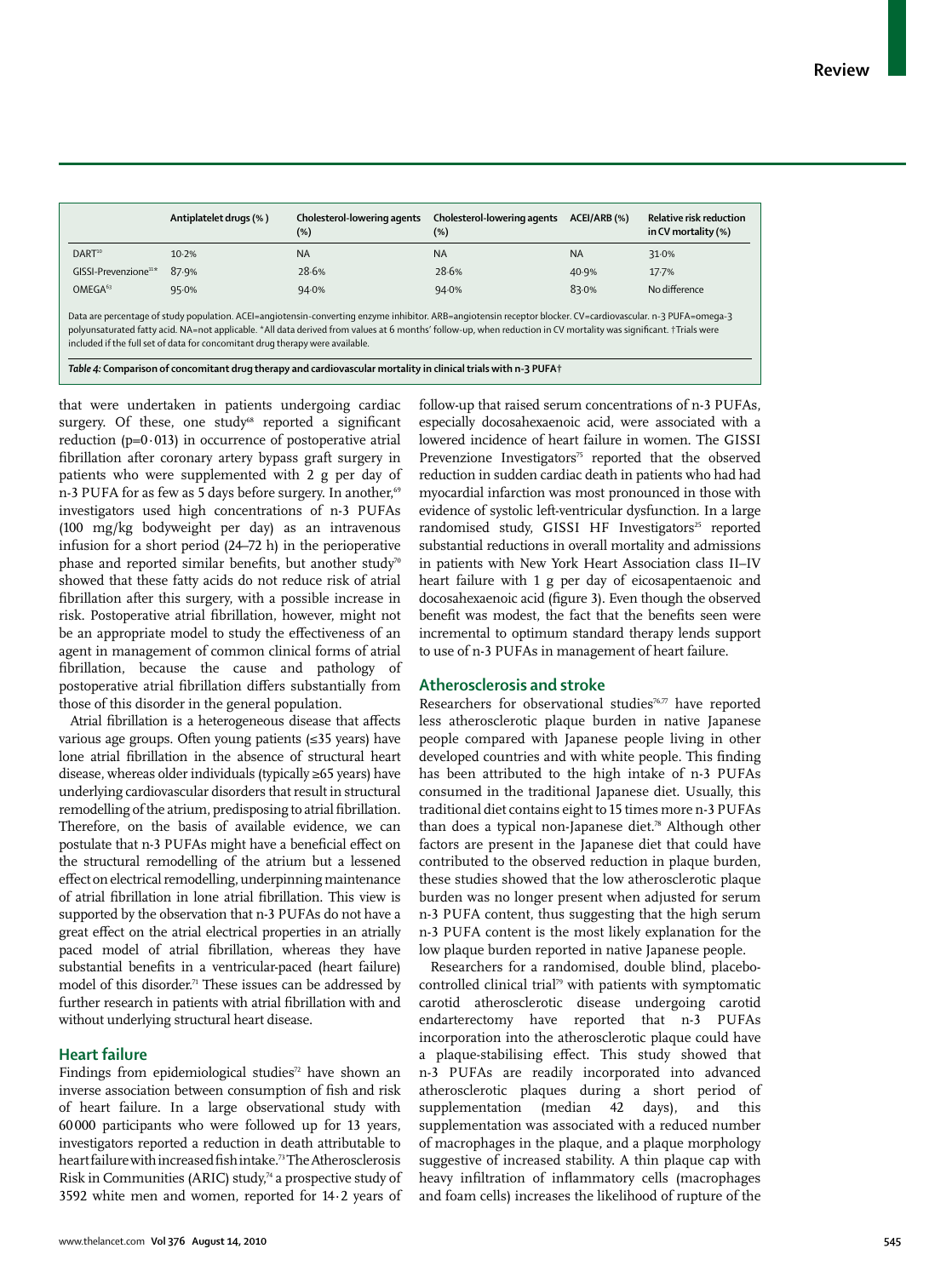| | Antiplatelet drugs (%) | Cholesterol-lowering agents (%) | Cholesterol-lowering agents (%) | ACEI/ARB (%) | Relative risk reduction in CV mortality (%) |
|---|---|---|---|---|---|
| DART[10] | 10·2% | NA | NA | NA | 31·0% |
| GISSI-Prevenzione[11]* | 87·9% | 28·6% | 28·6% | 40·9% | 17·7% |
| OMEGA[63] | 95·0% | 94·0% | 94·0% | 83·0% | No difference |

Data are percentage of study population. ACEI=angiotensin-converting enzyme inhibitor. ARB=angiotensin receptor blocker. CV=cardiovascular. n-3 PUFA=omega-3 polyunsaturated fatty acid. NA=not applicable. *All data derived from values at 6 months' follow-up, when reduction in CV mortality was significant. †Trials were included if the full set of data for concomitant drug therapy were available.

*Table 4:* **Comparison of concomitant drug therapy and cardiovascular mortality in clinical trials with n-3 PUFA†**

that were undertaken in patients undergoing cardiac surgery. Of these, one study[68] reported a significant reduction ($p=0\cdot013$) in occurrence of postoperative atrial fibrillation after coronary artery bypass graft surgery in patients who were supplemented with 2 g per day of n-3 PUFA for as few as 5 days before surgery. In another,[69] investigators used high concentrations of n-3 PUFAs (100 mg/kg bodyweight per day) as an intravenous infusion for a short period (24–72 h) in the perioperative phase and reported similar benefits, but another study[70] showed that these fatty acids do not reduce risk of atrial fibrillation after this surgery, with a possible increase in risk. Postoperative atrial fibrillation, however, might not be an appropriate model to study the effectiveness of an agent in management of common clinical forms of atrial fibrillation, because the cause and pathology of postoperative atrial fibrillation differs substantially from those of this disorder in the general population.

Atrial fibrillation is a heterogeneous disease that affects various age groups. Often young patients (≤35 years) have lone atrial fibrillation in the absence of structural heart disease, whereas older individuals (typically ≥65 years) have underlying cardiovascular disorders that result in structural remodelling of the atrium, predisposing to atrial fibrillation. Therefore, on the basis of available evidence, we can postulate that n-3 PUFAs might have a beneficial effect on the structural remodelling of the atrium but a lessened effect on electrical remodelling, underpinning maintenance of atrial fibrillation in lone atrial fibrillation. This view is supported by the observation that n-3 PUFAs do not have a great effect on the atrial electrical properties in an atrially paced model of atrial fibrillation, whereas they have substantial benefits in a ventricular-paced (heart failure) model of this disorder.[71] These issues can be addressed by further research in patients with atrial fibrillation with and without underlying structural heart disease.

## Heart failure

Findings from epidemiological studies[72] have shown an inverse association between consumption of fish and risk of heart failure. In a large observational study with 60 000 participants who were followed up for 13 years, investigators reported a reduction in death attributable to heart failure with increased fish intake.[73] The Atherosclerosis Risk in Communities (ARIC) study,[74] a prospective study of 3592 white men and women, reported for 14·2 years of follow-up that raised serum concentrations of n-3 PUFAs, especially docosahexaenoic acid, were associated with a lowered incidence of heart failure in women. The GISSI Prevenzione Investigators[75] reported that the observed reduction in sudden cardiac death in patients who had had myocardial infarction was most pronounced in those with evidence of systolic left-ventricular dysfunction. In a large randomised study, GISSI HF Investigators[25] reported substantial reductions in overall mortality and admissions in patients with New York Heart Association class II–IV heart failure with 1 g per day of eicosapentaenoic and docosahexaenoic acid (figure 3). Even though the observed benefit was modest, the fact that the benefits seen were incremental to optimum standard therapy lends support to use of n-3 PUFAs in management of heart failure.

## Atherosclerosis and stroke

Researchers for observational studies[76,77] have reported less atherosclerotic plaque burden in native Japanese people compared with Japanese people living in other developed countries and with white people. This finding has been attributed to the high intake of n-3 PUFAs consumed in the traditional Japanese diet. Usually, this traditional diet contains eight to 15 times more n-3 PUFAs than does a typical non-Japanese diet.[78] Although other factors are present in the Japanese diet that could have contributed to the observed reduction in plaque burden, these studies showed that the low atherosclerotic plaque burden was no longer present when adjusted for serum n-3 PUFA content, thus suggesting that the high serum n-3 PUFA content is the most likely explanation for the low plaque burden reported in native Japanese people.

Researchers for a randomised, double blind, placebo-controlled clinical trial[79] with patients with symptomatic carotid atherosclerotic disease undergoing carotid endarterectomy have reported that n-3 PUFAs incorporation into the atherosclerotic plaque could have a plaque-stabilising effect. This study showed that n-3 PUFAs are readily incorporated into advanced atherosclerotic plaques during a short period of supplementation (median 42 days), and this supplementation was associated with a reduced number of macrophages in the plaque, and a plaque morphology suggestive of increased stability. A thin plaque cap with heavy infiltration of inflammatory cells (macrophages and foam cells) increases the likelihood of rupture of the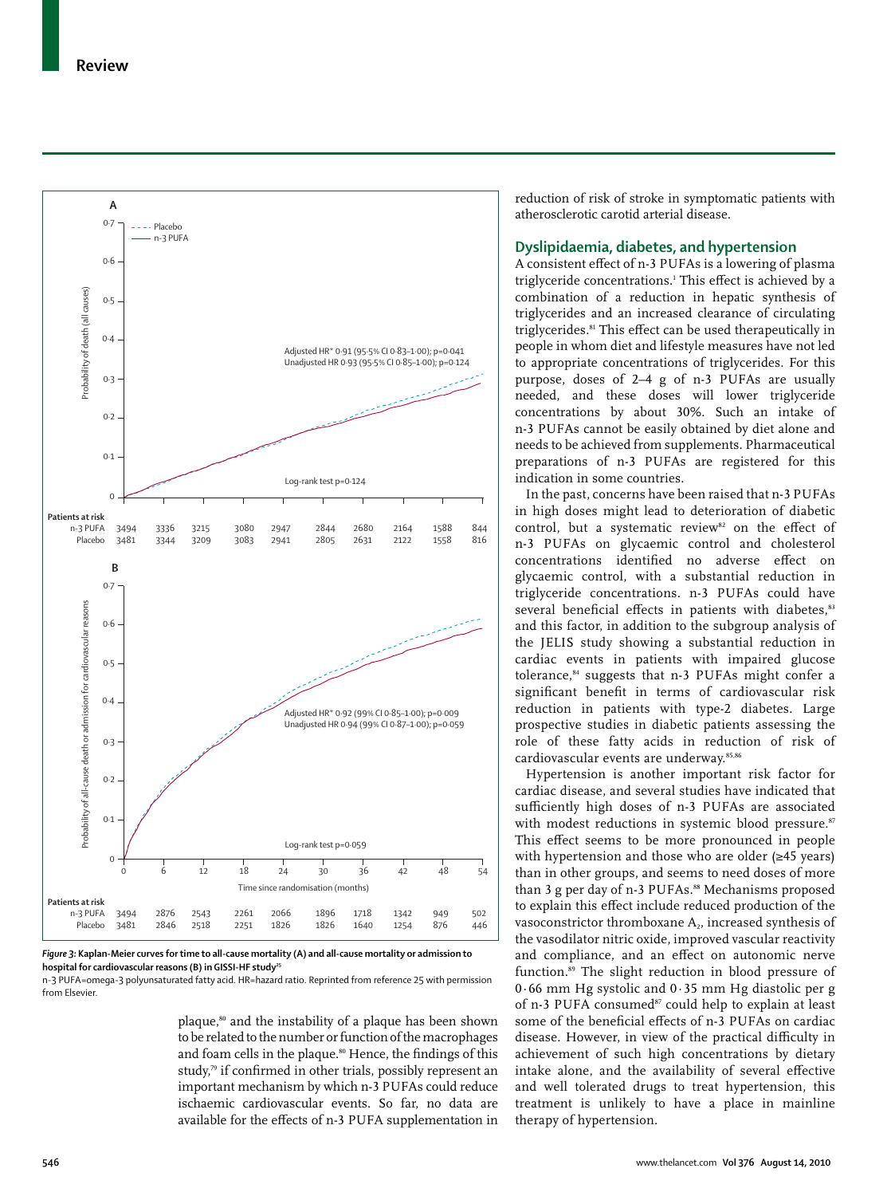**Figure 3: Kaplan-Meier curves for time to all-cause mortality (A) and all-cause mortality or admission to hospital for cardiovascular reasons (B) in GISSI-HF study[25]**

n-3 PUFA=omega-3 polyunsaturated fatty acid. HR=hazard ratio. Reprinted from reference 25 with permission from Elsevier.

plaque,[80] and the instability of a plaque has been shown to be related to the number or function of the macrophages and foam cells in the plaque.[80] Hence, the findings of this study,[79] if confirmed in other trials, possibly represent an important mechanism by which n-3 PUFAs could reduce ischaemic cardiovascular events. So far, no data are available for the effects of n-3 PUFA supplementation in reduction of risk of stroke in symptomatic patients with atherosclerotic carotid arterial disease.

## Dyslipidaemia, diabetes, and hypertension

A consistent effect of n-3 PUFAs is a lowering of plasma triglyceride concentrations.[1] This effect is achieved by a combination of a reduction in hepatic synthesis of triglycerides and an increased clearance of circulating triglycerides.[81] This effect can be used therapeutically in people in whom diet and lifestyle measures have not led to appropriate concentrations of triglycerides. For this purpose, doses of 2–4 g of n-3 PUFAs are usually needed, and these doses will lower triglyceride concentrations by about 30%. Such an intake of n-3 PUFAs cannot be easily obtained by diet alone and needs to be achieved from supplements. Pharmaceutical preparations of n-3 PUFAs are registered for this indication in some countries.

In the past, concerns have been raised that n-3 PUFAs in high doses might lead to deterioration of diabetic control, but a systematic review[82] on the effect of n-3 PUFAs on glycaemic control and cholesterol concentrations identified no adverse effect on glycaemic control, with a substantial reduction in triglyceride concentrations. n-3 PUFAs could have several beneficial effects in patients with diabetes,[83] and this factor, in addition to the subgroup analysis of the JELIS study showing a substantial reduction in cardiac events in patients with impaired glucose tolerance,[84] suggests that n-3 PUFAs might confer a significant benefit in terms of cardiovascular risk reduction in patients with type-2 diabetes. Large prospective studies in diabetic patients assessing the role of these fatty acids in reduction of risk of cardiovascular events are underway.[85,86]

Hypertension is another important risk factor for cardiac disease, and several studies have indicated that sufficiently high doses of n-3 PUFAs are associated with modest reductions in systemic blood pressure.[87] This effect seems to be more pronounced in people with hypertension and those who are older (≥45 years) than in other groups, and seems to need doses of more than 3 g per day of n-3 PUFAs.[88] Mechanisms proposed to explain this effect include reduced production of the vasoconstrictor thromboxane $A_2$, increased synthesis of the vasodilator nitric oxide, improved vascular reactivity and compliance, and an effect on autonomic nerve function.[89] The slight reduction in blood pressure of 0·66 mm Hg systolic and 0·35 mm Hg diastolic per g of n-3 PUFA consumed[87] could help to explain at least some of the beneficial effects of n-3 PUFAs on cardiac disease. However, in view of the practical difficulty in achievement of such high concentrations by dietary intake alone, and the availability of several effective and well tolerated drugs to treat hypertension, this treatment is unlikely to have a place in mainline therapy of hypertension.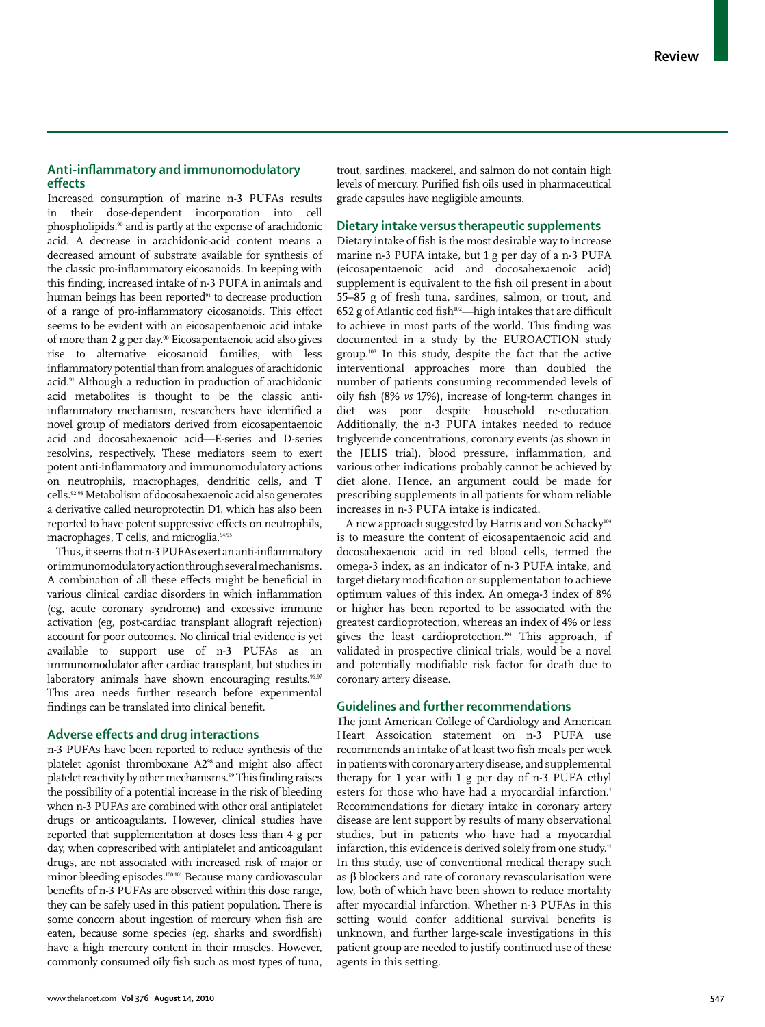## Anti-inflammatory and immunomodulatory effects

Increased consumption of marine n-3 PUFAs results in their dose-dependent incorporation into cell phospholipids,[90] and is partly at the expense of arachidonic acid. A decrease in arachidonic-acid content means a decreased amount of substrate available for synthesis of the classic pro-inflammatory eicosanoids. In keeping with this finding, increased intake of n-3 PUFA in animals and human beings has been reported[91] to decrease production of a range of pro-inflammatory eicosanoids. This effect seems to be evident with an eicosapentaenoic acid intake of more than 2 g per day.[90] Eicosapentaenoic acid also gives rise to alternative eicosanoid families, with less inflammatory potential than from analogues of arachidonic acid.[91] Although a reduction in production of arachidonic acid metabolites is thought to be the classic anti-inflammatory mechanism, researchers have identified a novel group of mediators derived from eicosapentaenoic acid and docosahexaenoic acid—E-series and D-series resolvins, respectively. These mediators seem to exert potent anti-inflammatory and immunomodulatory actions on neutrophils, macrophages, dendritic cells, and T cells.[92,93] Metabolism of docosahexaenoic acid also generates a derivative called neuroprotectin D1, which has also been reported to have potent suppressive effects on neutrophils, macrophages, T cells, and microglia.[94,95]

Thus, it seems that n-3 PUFAs exert an anti-inflammatory or immunomodulatory action through several mechanisms. A combination of all these effects might be beneficial in various clinical cardiac disorders in which inflammation (eg, acute coronary syndrome) and excessive immune activation (eg, post-cardiac transplant allograft rejection) account for poor outcomes. No clinical trial evidence is yet available to support use of n-3 PUFAs as an immunomodulator after cardiac transplant, but studies in laboratory animals have shown encouraging results.[96,97] This area needs further research before experimental findings can be translated into clinical benefit.

## Adverse effects and drug interactions

n-3 PUFAs have been reported to reduce synthesis of the platelet agonist thromboxane A2[98] and might also affect platelet reactivity by other mechanisms.[99] This finding raises the possibility of a potential increase in the risk of bleeding when n-3 PUFAs are combined with other oral antiplatelet drugs or anticoagulants. However, clinical studies have reported that supplementation at doses less than 4 g per day, when coprescribed with antiplatelet and anticoagulant drugs, are not associated with increased risk of major or minor bleeding episodes.[100,101] Because many cardiovascular benefits of n-3 PUFAs are observed within this dose range, they can be safely used in this patient population. There is some concern about ingestion of mercury when fish are eaten, because some species (eg, sharks and swordfish) have a high mercury content in their muscles. However, commonly consumed oily fish such as most types of tuna, trout, sardines, mackerel, and salmon do not contain high levels of mercury. Purified fish oils used in pharmaceutical grade capsules have negligible amounts.

## Dietary intake versus therapeutic supplements

Dietary intake of fish is the most desirable way to increase marine n-3 PUFA intake, but 1 g per day of a n-3 PUFA (eicosapentaenoic acid and docosahexaenoic acid) supplement is equivalent to the fish oil present in about 55–85 g of fresh tuna, sardines, salmon, or trout, and 652 g of Atlantic cod fish[102]—high intakes that are difficult to achieve in most parts of the world. This finding was documented in a study by the EUROACTION study group.[103] In this study, despite the fact that the active interventional approaches more than doubled the number of patients consuming recommended levels of oily fish (8% *vs* 17%), increase of long-term changes in diet was poor despite household re-education. Additionally, the n-3 PUFA intakes needed to reduce triglyceride concentrations, coronary events (as shown in the JELIS trial), blood pressure, inflammation, and various other indications probably cannot be achieved by diet alone. Hence, an argument could be made for prescribing supplements in all patients for whom reliable increases in n-3 PUFA intake is indicated.

A new approach suggested by Harris and von Schacky[104] is to measure the content of eicosapentaenoic acid and docosahexaenoic acid in red blood cells, termed the omega-3 index, as an indicator of n-3 PUFA intake, and target dietary modification or supplementation to achieve optimum values of this index. An omega-3 index of 8% or higher has been reported to be associated with the greatest cardioprotection, whereas an index of 4% or less gives the least cardioprotection.[104] This approach, if validated in prospective clinical trials, would be a novel and potentially modifiable risk factor for death due to coronary artery disease.

## Guidelines and further recommendations

The joint American College of Cardiology and American Heart Assoication statement on n-3 PUFA use recommends an intake of at least two fish meals per week in patients with coronary artery disease, and supplemental therapy for 1 year with 1 g per day of n-3 PUFA ethyl esters for those who have had a myocardial infarction.[1] Recommendations for dietary intake in coronary artery disease are lent support by results of many observational studies, but in patients who have had a myocardial infarction, this evidence is derived solely from one study.[11] In this study, use of conventional medical therapy such as β blockers and rate of coronary revascularisation were low, both of which have been shown to reduce mortality after myocardial infarction. Whether n-3 PUFAs in this setting would confer additional survival benefits is unknown, and further large-scale investigations in this patient group are needed to justify continued use of these agents in this setting.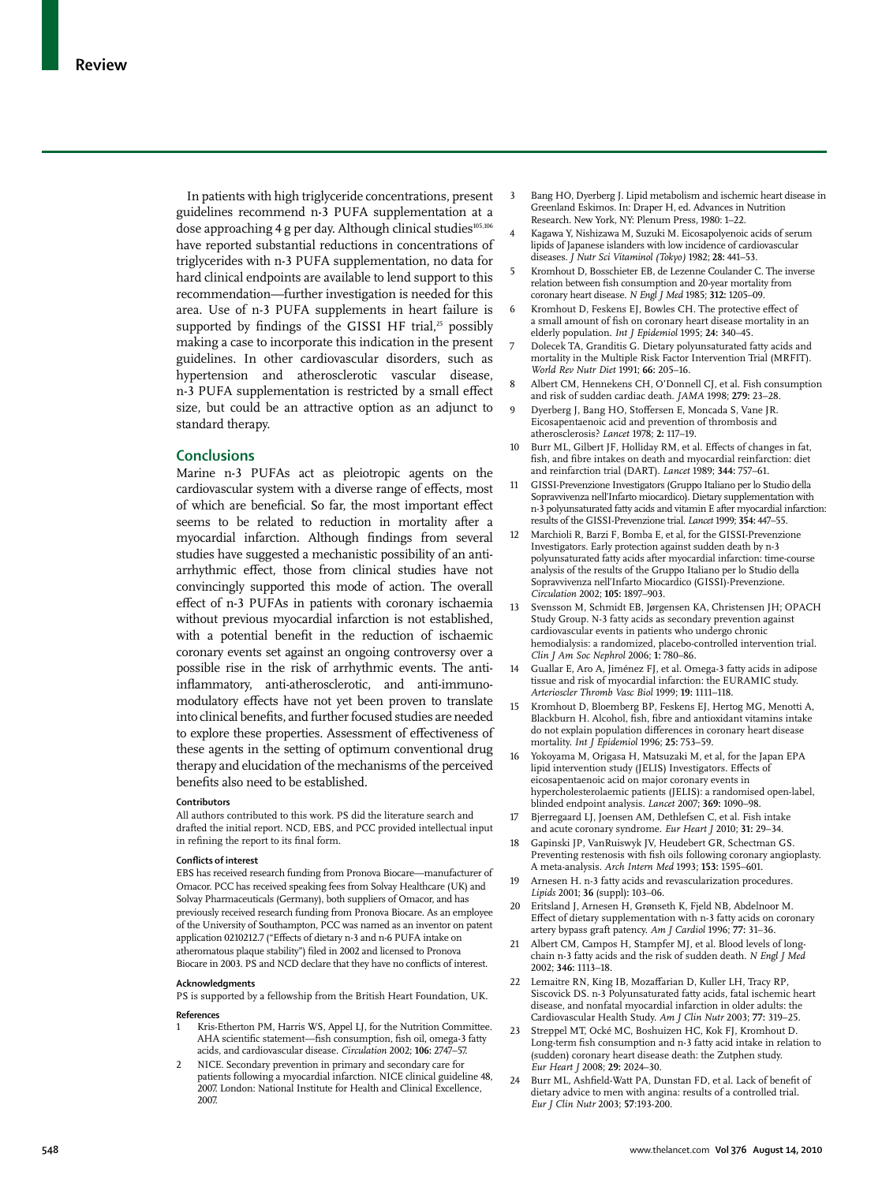In patients with high triglyceride concentrations, present guidelines recommend n-3 PUFA supplementation at a dose approaching 4 g per day. Although clinical studies[105,106] have reported substantial reductions in concentrations of triglycerides with n-3 PUFA supplementation, no data for hard clinical endpoints are available to lend support to this recommendation—further investigation is needed for this area. Use of n-3 PUFA supplements in heart failure is supported by findings of the GISSI HF trial,[25] possibly making a case to incorporate this indication in the present guidelines. In other cardiovascular disorders, such as hypertension and atherosclerotic vascular disease, n-3 PUFA supplementation is restricted by a small effect size, but could be an attractive option as an adjunct to standard therapy.

## Conclusions

Marine n-3 PUFAs act as pleiotropic agents on the cardiovascular system with a diverse range of effects, most of which are beneficial. So far, the most important effect seems to be related to reduction in mortality after a myocardial infarction. Although findings from several studies have suggested a mechanistic possibility of an anti-arrhythmic effect, those from clinical studies have not convincingly supported this mode of action. The overall effect of n-3 PUFAs in patients with coronary ischaemia without previous myocardial infarction is not established, with a potential benefit in the reduction of ischaemic coronary events set against an ongoing controversy over a possible rise in the risk of arrhythmic events. The anti-inflammatory, anti-atherosclerotic, and anti-immunomodulatory effects have not yet been proven to translate into clinical benefits, and further focused studies are needed to explore these properties. Assessment of effectiveness of these agents in the setting of optimum conventional drug therapy and elucidation of the mechanisms of the perceived benefits also need to be established.

#### Contributors

All authors contributed to this work. PS did the literature search and drafted the initial report. NCD, EBS, and PCC provided intellectual input in refining the report to its final form.

#### Conflicts of interest

EBS has received research funding from Pronova Biocare—manufacturer of Omacor. PCC has received speaking fees from Solvay Healthcare (UK) and Solvay Pharmaceuticals (Germany), both suppliers of Omacor, and has previously received research funding from Pronova Biocare. As an employee of the University of Southampton, PCC was named as an inventor on patent application 0210212.7 ("Effects of dietary n-3 and n-6 PUFA intake on atheromatous plaque stability") filed in 2002 and licensed to Pronova Biocare in 2003. PS and NCD declare that they have no conflicts of interest.

#### Acknowledgments

PS is supported by a fellowship from the British Heart Foundation, UK.

#### References

1. Kris-Etherton PM, Harris WS, Appel LJ, for the Nutrition Committee. AHA scientific statement—fish consumption, fish oil, omega-3 fatty acids, and cardiovascular disease. *Circulation* 2002; **106:** 2747–57.
2. NICE. Secondary prevention in primary and secondary care for patients following a myocardial infarction. NICE clinical guideline 48, 2007. London: National Institute for Health and Clinical Excellence, 2007.
3. Bang HO, Dyerberg J. Lipid metabolism and ischemic heart disease in Greenland Eskimos. In: Draper H, ed. Advances in Nutrition Research. New York, NY: Plenum Press, 1980: 1–22.
4. Kagawa Y, Nishizawa M, Suzuki M. Eicosapolyenoic acids of serum lipids of Japanese islanders with low incidence of cardiovascular diseases. *J Nutr Sci Vitaminol (Tokyo)* 1982; **28:** 441–53.
5. Kromhout D, Bosschieter EB, de Lezenne Coulander C. The inverse relation between fish consumption and 20-year mortality from coronary heart disease. *N Engl J Med* 1985; **312:** 1205–09.
6. Kromhout D, Feskens EJ, Bowles CH. The protective effect of a small amount of fish on coronary heart disease mortality in an elderly population. *Int J Epidemiol* 1995; **24:** 340–45.
7. Dolecek TA, Granditis G. Dietary polyunsaturated fatty acids and mortality in the Multiple Risk Factor Intervention Trial (MRFIT). *World Rev Nutr Diet* 1991; **66:** 205–16.
8. Albert CM, Hennekens CH, O'Donnell CJ, et al. Fish consumption and risk of sudden cardiac death. *JAMA* 1998; **279:** 23–28.
9. Dyerberg J, Bang HO, Stoffersen E, Moncada S, Vane JR. Eicosapentaenoic acid and prevention of thrombosis and atherosclerosis? *Lancet* 1978; **2:** 117–19.
10. Burr ML, Gilbert JF, Holliday RM, et al. Effects of changes in fat, fish, and fibre intakes on death and myocardial reinfarction: diet and reinfarction trial (DART). *Lancet* 1989; **344:** 757–61.
11. GISSI-Prevenzione Investigators (Gruppo Italiano per lo Studio della Sopravvivenza nell'Infarto miocardico). Dietary supplementation with n-3 polyunsaturated fatty acids and vitamin E after myocardial infarction: results of the GISSI-Prevenzione trial. *Lancet* 1999; **354:** 447–55.
12. Marchioli R, Barzi F, Bomba E, et al, for the GISSI-Prevenzione Investigators. Early protection against sudden death by n-3 polyunsaturated fatty acids after myocardial infarction: time-course analysis of the results of the Gruppo Italiano per lo Studio della Sopravvivenza nell'Infarto Miocardico (GISSI)-Prevenzione. *Circulation* 2002; **105:** 1897–903.
13. Svensson M, Schmidt EB, Jørgensen KA, Christensen JH; OPACH Study Group. N-3 fatty acids as secondary prevention against cardiovascular events in patients who undergo chronic hemodialysis: a randomized, placebo-controlled intervention trial. *Clin J Am Soc Nephrol* 2006; **1:** 780–86.
14. Guallar E, Aro A, Jiménez FJ, et al. Omega-3 fatty acids in adipose tissue and risk of myocardial infarction: the EURAMIC study. *Arterioscler Thromb Vasc Biol* 1999; **19:** 1111–118.
15. Kromhout D, Bloemberg BP, Feskens EJ, Hertog MG, Menotti A, Blackburn H. Alcohol, fish, fibre and antioxidant vitamins intake do not explain population differences in coronary heart disease mortality. *Int J Epidemiol* 1996; **25:** 753–59.
16. Yokoyama M, Origasa H, Matsuzaki M, et al, for the Japan EPA lipid intervention study (JELIS) Investigators. Effects of eicosapentaenoic acid on major coronary events in hypercholesterolaemic patients (JELIS): a randomised open-label, blinded endpoint analysis. *Lancet* 2007; **369:** 1090–98.
17. Bjerregaard LJ, Joensen AM, Dethlefsen C, et al. Fish intake and acute coronary syndrome. *Eur Heart J* 2010; **31:** 29–34.
18. Gapinski JP, VanRuiswyk JV, Heudebert GR, Schectman GS. Preventing restenosis with fish oils following coronary angioplasty. A meta-analysis. *Arch Intern Med* 1993; **153:** 1595–601.
19. Arnesen H. n-3 fatty acids and revascularization procedures. *Lipids* 2001; **36** (suppl)**:** 103–06.
20. Eritsland J, Arnesen H, Grønseth K, Fjeld NB, Abdelnoor M. Effect of dietary supplementation with n-3 fatty acids on coronary artery bypass graft patency. *Am J Cardiol* 1996; **77:** 31–36.
21. Albert CM, Campos H, Stampfer MJ, et al. Blood levels of long-chain n-3 fatty acids and the risk of sudden death. *N Engl J Med* 2002; **346:** 1113–18.
22. Lemaitre RN, King IB, Mozaffarian D, Kuller LH, Tracy RP, Siscovick DS. n-3 Polyunsaturated fatty acids, fatal ischemic heart disease, and nonfatal myocardial infarction in older adults: the Cardiovascular Health Study. *Am J Clin Nutr* 2003; **77:** 319–25.
23. Streppel MT, Ocké MC, Boshuizen HC, Kok FJ, Kromhout D. Long-term fish consumption and n-3 fatty acid intake in relation to (sudden) coronary heart disease death: the Zutphen study. *Eur Heart J* 2008; **29:** 2024–30.
24. Burr ML, Ashfield-Watt PA, Dunstan FD, et al. Lack of benefit of dietary advice to men with angina: results of a controlled trial. *Eur J Clin Nutr* 2003; **57**:193-200.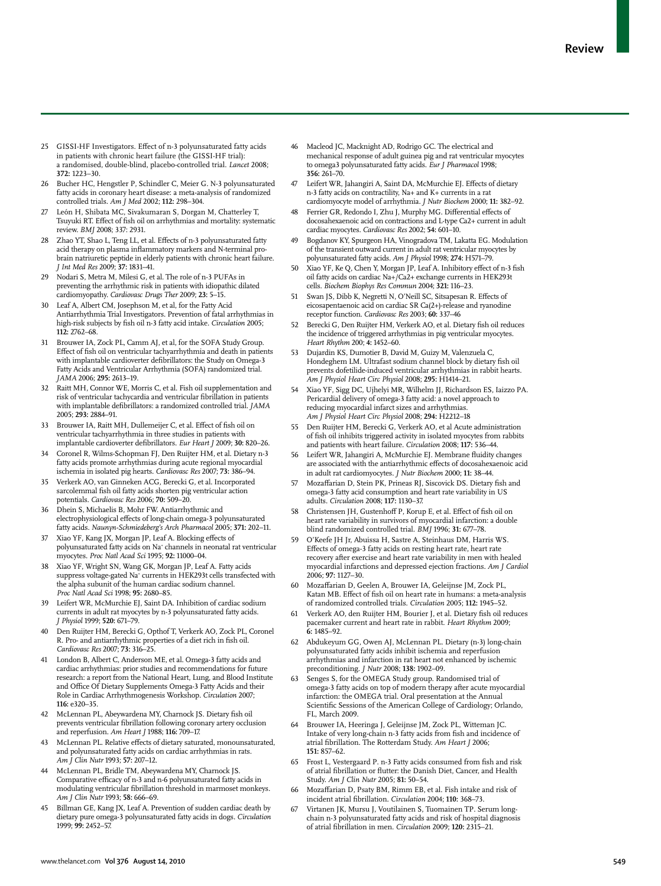25 GISSI-HF Investigators. Effect of n-3 polyunsaturated fatty acids in patients with chronic heart failure (the GISSI-HF trial): a randomised, double-blind, placebo-controlled trial. *Lancet* 2008; **372:** 1223–30.

26 Bucher HC, Hengstler P, Schindler C, Meier G. N-3 polyunsaturated fatty acids in coronary heart disease: a meta-analysis of randomized controlled trials. *Am J Med* 2002; **112:** 298–304.

27 León H, Shibata MC, Sivakumaran S, Dorgan M, Chatterley T, Tsuyuki RT. Effect of fish oil on arrhythmias and mortality: systematic review. *BMJ* 2008; 337: 2931.

28 Zhao YT, Shao L, Teng LL, et al. Effects of n-3 polyunsaturated fatty acid therapy on plasma inflammatory markers and N-terminal pro-brain natriuretic peptide in elderly patients with chronic heart failure. *J Int Med Res* 2009; **37:** 1831–41.

29 Nodari S, Metra M, Milesi G, et al. The role of n-3 PUFAs in preventing the arrhythmic risk in patients with idiopathic dilated cardiomyopathy. *Cardiovasc Drugs Ther* 2009; **23:** 5–15.

30 Leaf A, Albert CM, Josephson M, et al, for the Fatty Acid Antiarrhythmia Trial Investigators. Prevention of fatal arrhythmias in high-risk subjects by fish oil n-3 fatty acid intake. *Circulation* 2005; **112:** 2762–68.

31 Brouwer IA, Zock PL, Camm AJ, et al, for the SOFA Study Group. Effect of fish oil on ventricular tachyarrhythmia and death in patients with implantable cardioverter defibrillators: the Study on Omega-3 Fatty Acids and Ventricular Arrhythmia (SOFA) randomized trial. *JAMA* 2006; **295:** 2613–19.

32 Raitt MH, Connor WE, Morris C, et al. Fish oil supplementation and risk of ventricular tachycardia and ventricular fibrillation in patients with implantable defibrillators: a randomized controlled trial. *JAMA* 2005; **293:** 2884–91.

33 Brouwer IA, Raitt MH, Dullemeijer C, et al. Effect of fish oil on ventricular tachyarrhythmia in three studies in patients with implantable cardioverter defibrillators. *Eur Heart J* 2009; **30:** 820–26.

34 Coronel R, Wilms-Schopman FJ, Den Ruijter HM, et al. Dietary n-3 fatty acids promote arrhythmias during acute regional myocardial ischemia in isolated pig hearts. *Cardiovasc Res* 2007; **73:** 386–94.

35 Verkerk AO, van Ginneken ACG, Berecki G, et al. Incorporated sarcolemmal fish oil fatty acids shorten pig ventricular action potentials. *Cardiovasc Res* 2006; **70:** 509–20.

36 Dhein S, Michaelis B, Mohr FW. Antiarrhythmic and electrophysiological effects of long-chain omega-3 polyunsaturated fatty acids. *Naunyn-Schmiedeberg's Arch Pharmacol* 2005; **371:** 202–11.

37 Xiao YF, Kang JX, Morgan JP, Leaf A. Blocking effects of polyunsaturated fatty acids on Na+ channels in neonatal rat ventricular myocytes. *Proc Natl Acad Sci* 1995; **92:** 11000–04.

38 Xiao YF, Wright SN, Wang GK, Morgan JP, Leaf A. Fatty acids suppress voltage-gated Na+ currents in HEK293t cells transfected with the alpha subunit of the human cardiac sodium channel. *Proc Natl Acad Sci* 1998; **95:** 2680–85.

39 Leifert WR, McMurchie EJ, Saint DA. Inhibition of cardiac sodium currents in adult rat myocytes by n-3 polyunsaturated fatty acids. *J Physiol* 1999; **520:** 671–79.

40 Den Ruijter HM, Berecki G, Opthof T, Verkerk AO, Zock PL, Coronel R. Pro- and antiarrhythmic properties of a diet rich in fish oil. *Cardiovasc Res* 2007; **73:** 316–25.

41 London B, Albert C, Anderson ME, et al. Omega-3 fatty acids and cardiac arrhythmias: prior studies and recommendations for future research: a report from the National Heart, Lung, and Blood Institute and Office Of Dietary Supplements Omega-3 Fatty Acids and their Role in Cardiac Arrhythmogenesis Workshop. *Circulation* 2007; **116:** e320–35.

42 McLennan PL, Abeywardena MY, Charnock JS. Dietary fish oil prevents ventricular fibrillation following coronary artery occlusion and reperfusion. *Am Heart J* 1988; **116:** 709–17.

43 McLennan PL. Relative effects of dietary saturated, monounsaturated, and polyunsaturated fatty acids on cardiac arrhythmias in rats. *Am J Clin Nutr* 1993; **57:** 207–12.

44 McLennan PL, Bridle TM, Abeywardena MY, Charnock JS. Comparative efficacy of n-3 and n-6 polyunsaturated fatty acids in modulating ventricular fibrillation threshold in marmoset monkeys. *Am J Clin Nutr* 1993; **58:** 666–69.

45 Billman GE, Kang JX, Leaf A. Prevention of sudden cardiac death by dietary pure omega-3 polyunsaturated fatty acids in dogs. *Circulation* 1999; **99:** 2452–57.

46 Macleod JC, Macknight AD, Rodrigo GC. The electrical and mechanical response of adult guinea pig and rat ventricular myocytes to omega3 polyunsaturated fatty acids. *Eur J Pharmacol* 1998; **356:** 261–70.

47 Leifert WR, Jahangiri A, Saint DA, McMurchie EJ. Effects of dietary n-3 fatty acids on contractility, Na+ and K+ currents in a rat cardiomyocyte model of arrhythmia. *J Nutr Biochem* 2000; **11:** 382–92.

48 Ferrier GR, Redondo I, Zhu J, Murphy MG. Differential effects of docosahexaenoic acid on contractions and L-type Ca2+ current in adult cardiac myocytes. *Cardiovasc Res* 2002; **54:** 601–10.

49 Bogdanov KY, Spurgeon HA, Vinogradova TM, Lakatta EG. Modulation of the transient outward current in adult rat ventricular myocytes by polyunsaturated fatty acids. *Am J Physiol* 1998; **274:** H571–79.

50 Xiao YF, Ke Q, Chen Y, Morgan JP, Leaf A. Inhibitory effect of n-3 fish oil fatty acids on cardiac Na+/Ca2+ exchange currents in HEK293t cells. *Biochem Biophys Res Commun* 2004; **321:** 116–23.

51 Swan JS, Dibb K, Negretti N, O'Neill SC, Sitsapesan R. Effects of eicosapentaenoic acid on cardiac SR Ca(2+)-release and ryanodine receptor function. *Cardiovasc Res* 2003; **60:** 337–46

52 Berecki G, Den Ruijter HM, Verkerk AO, et al. Dietary fish oil reduces the incidence of triggered arrhythmias in pig ventricular myocytes. *Heart Rhythm* 200; **4:** 1452–60.

53 Dujardin KS, Dumotier B, David M, Guizy M, Valenzuela C, Hondeghem LM. Ultrafast sodium channel block by dietary fish oil prevents dofetilide-induced ventricular arrhythmias in rabbit hearts. *Am J Physiol Heart Circ Physiol* 2008; **295:** H1414–21.

54 Xiao YF, Sigg DC, Ujhelyi MR, Wilhelm JJ, Richardson ES, Iaizzo PA. Pericardial delivery of omega-3 fatty acid: a novel approach to reducing myocardial infarct sizes and arrhythmias. *Am J Physiol Heart Circ Physiol* 2008; **294:** H2212–18

55 Den Ruijter HM, Berecki G, Verkerk AO, et al Acute administration of fish oil inhibits triggered activity in isolated myocytes from rabbits and patients with heart failure. *Circulation* 2008; **117:** 536–44.

56 Leifert WR, Jahangiri A, McMurchie EJ. Membrane fluidity changes are associated with the antiarrhythmic effects of docosahexaenoic acid in adult rat cardiomyocytes. *J Nutr Biochem* 2000; **11:** 38–44.

57 Mozaffarian D, Stein PK, Prineas RJ, Siscovick DS. Dietary fish and omega-3 fatty acid consumption and heart rate variability in US adults. *Circulation* 2008; **117:** 1130–37.

58 Christensen JH, Gustenhoff P, Korup E, et al. Effect of fish oil on heart rate variability in survivors of myocardial infarction: a double blind randomized controlled trial. *BMJ* 1996; **31:** 677–78.

59 O'Keefe JH Jr, Abuissa H, Sastre A, Steinhaus DM, Harris WS. Effects of omega-3 fatty acids on resting heart rate, heart rate recovery after exercise and heart rate variability in men with healed myocardial infarctions and depressed ejection fractions. *Am J Cardiol* 2006; **97:** 1127–30.

60 Mozaffarian D, Geelen A, Brouwer IA, Geleijnse JM, Zock PL, Katan MB. Effect of fish oil on heart rate in humans: a meta-analysis of randomized controlled trials. *Circulation* 2005; **112:** 1945–52.

61 Verkerk AO, den Ruijter HM, Bourier J, et al. Dietary fish oil reduces pacemaker current and heart rate in rabbit. *Heart Rhythm* 2009; **6:** 1485–92.

62 Abdukeyum GG, Owen AJ, McLennan PL. Dietary (n-3) long-chain polyunsaturated fatty acids inhibit ischemia and reperfusion arrhythmias and infarction in rat heart not enhanced by ischemic preconditioning. *J Nutr* 2008; **138:** 1902–09.

63 Senges S, for the OMEGA Study group. Randomised trial of omega-3 fatty acids on top of modern therapy after acute myocardial infarction: the OMEGA trial. Oral presentation at the Annual Scientific Sessions of the American College of Cardiology; Orlando, FL, March 2009.

64 Brouwer IA, Heeringa J, Geleijnse JM, Zock PL, Witteman JC. Intake of very long-chain n-3 fatty acids from fish and incidence of atrial fibrillation. The Rotterdam Study. *Am Heart J* 2006; **151:** 857–62.

65 Frost L, Vestergaard P. n-3 Fatty acids consumed from fish and risk of atrial fibrillation or flutter: the Danish Diet, Cancer, and Health Study. *Am J Clin Nutr* 2005; **81:** 50–54.

66 Mozaffarian D, Psaty BM, Rimm EB, et al. Fish intake and risk of incident atrial fibrillation. *Circulation* 2004; **110:** 368–73.

67 Virtanen JK, Mursu J, Voutilainen S, Tuomainen TP. Serum long-chain n-3 polyunsaturated fatty acids and risk of hospital diagnosis of atrial fibrillation in men. *Circulation* 2009; **120:** 2315–21.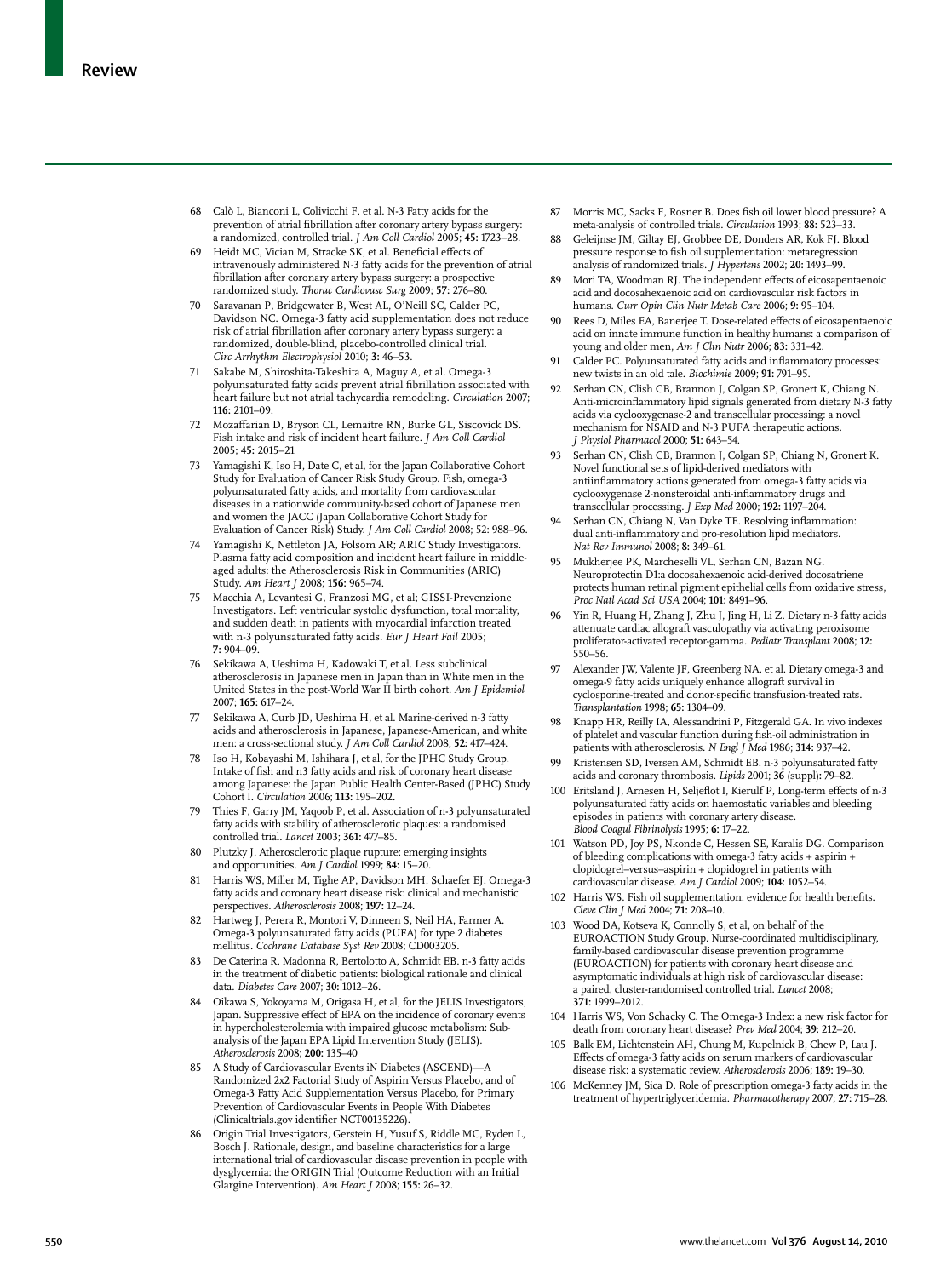68 Calò L, Bianconi L, Colivicchi F, et al. N-3 Fatty acids for the prevention of atrial fibrillation after coronary artery bypass surgery: a randomized, controlled trial. *J Am Coll Cardiol* 2005; **45:** 1723–28.

69 Heidt MC, Vician M, Stracke SK, et al. Beneficial effects of intravenously administered N-3 fatty acids for the prevention of atrial fibrillation after coronary artery bypass surgery: a prospective randomized study. *Thorac Cardiovasc Surg* 2009; **57:** 276–80.

70 Saravanan P, Bridgewater B, West AL, O'Neill SC, Calder PC, Davidson NC. Omega-3 fatty acid supplementation does not reduce risk of atrial fibrillation after coronary artery bypass surgery: a randomized, double-blind, placebo-controlled clinical trial. *Circ Arrhythm Electrophysiol* 2010; **3:** 46–53.

71 Sakabe M, Shiroshita-Takeshita A, Maguy A, et al. Omega-3 polyunsaturated fatty acids prevent atrial fibrillation associated with heart failure but not atrial tachycardia remodeling. *Circulation* 2007; **116:** 2101–09.

72 Mozaffarian D, Bryson CL, Lemaitre RN, Burke GL, Siscovick DS. Fish intake and risk of incident heart failure. *J Am Coll Cardiol* 2005; **45:** 2015–21

73 Yamagishi K, Iso H, Date C, et al, for the Japan Collaborative Cohort Study for Evaluation of Cancer Risk Study Group. Fish, omega-3 polyunsaturated fatty acids, and mortality from cardiovascular diseases in a nationwide community-based cohort of Japanese men and women the JACC (Japan Collaborative Cohort Study for Evaluation of Cancer Risk) Study. *J Am Coll Cardiol* 2008; 52: 988–96.

74 Yamagishi K, Nettleton JA, Folsom AR; ARIC Study Investigators. Plasma fatty acid composition and incident heart failure in middle-aged adults: the Atherosclerosis Risk in Communities (ARIC) Study. *Am Heart J* 2008; **156:** 965–74.

75 Macchia A, Levantesi G, Franzosi MG, et al; GISSI-Prevenzione Investigators. Left ventricular systolic dysfunction, total mortality, and sudden death in patients with myocardial infarction treated with n-3 polyunsaturated fatty acids. *Eur J Heart Fail* 2005; **7:** 904–09.

76 Sekikawa A, Ueshima H, Kadowaki T, et al. Less subclinical atherosclerosis in Japanese men in Japan than in White men in the United States in the post-World War II birth cohort. *Am J Epidemiol* 2007; **165:** 617–24.

77 Sekikawa A, Curb JD, Ueshima H, et al. Marine-derived n-3 fatty acids and atherosclerosis in Japanese, Japanese-American, and white men: a cross-sectional study. *J Am Coll Cardiol* 2008; **52:** 417–424.

78 Iso H, Kobayashi M, Ishihara J, et al, for the JPHC Study Group. Intake of fish and n3 fatty acids and risk of coronary heart disease among Japanese: the Japan Public Health Center-Based (JPHC) Study Cohort I. *Circulation* 2006; **113:** 195–202.

79 Thies F, Garry JM, Yaqoob P, et al. Association of n-3 polyunsaturated fatty acids with stability of atherosclerotic plaques: a randomised controlled trial. *Lancet* 2003; **361:** 477–85.

80 Plutzky J. Atherosclerotic plaque rupture: emerging insights and opportunities. *Am J Cardiol* 1999; **84:** 15–20.

81 Harris WS, Miller M, Tighe AP, Davidson MH, Schaefer EJ. Omega-3 fatty acids and coronary heart disease risk: clinical and mechanistic perspectives. *Atherosclerosis* 2008; **197:** 12–24.

82 Hartweg J, Perera R, Montori V, Dinneen S, Neil HA, Farmer A. Omega-3 polyunsaturated fatty acids (PUFA) for type 2 diabetes mellitus. *Cochrane Database Syst Rev* 2008; CD003205.

83 De Caterina R, Madonna R, Bertolotto A, Schmidt EB. n-3 fatty acids in the treatment of diabetic patients: biological rationale and clinical data. *Diabetes Care* 2007; **30:** 1012–26.

84 Oikawa S, Yokoyama M, Origasa H, et al, for the JELIS Investigators, Japan. Suppressive effect of EPA on the incidence of coronary events in hypercholesterolemia with impaired glucose metabolism: Sub-analysis of the Japan EPA Lipid Intervention Study (JELIS). *Atherosclerosis* 2008; **200:** 135–40

85 A Study of Cardiovascular Events iN Diabetes (ASCEND)—A Randomized 2x2 Factorial Study of Aspirin Versus Placebo, and of Omega-3 Fatty Acid Supplementation Versus Placebo, for Primary Prevention of Cardiovascular Events in People With Diabetes (Clinicaltrials.gov identifier NCT00135226).

86 Origin Trial Investigators, Gerstein H, Yusuf S, Riddle MC, Ryden L, Bosch J. Rationale, design, and baseline characteristics for a large international trial of cardiovascular disease prevention in people with dysglycemia: the ORIGIN Trial (Outcome Reduction with an Initial Glargine Intervention). *Am Heart J* 2008; **155:** 26–32.

87 Morris MC, Sacks F, Rosner B. Does fish oil lower blood pressure? A meta-analysis of controlled trials. *Circulation* 1993; **88:** 523–33.

88 Geleijnse JM, Giltay EJ, Grobbee DE, Donders AR, Kok FJ. Blood pressure response to fish oil supplementation: metaregression analysis of randomized trials. *J Hypertens* 2002; **20:** 1493–99.

89 Mori TA, Woodman RJ. The independent effects of eicosapentaenoic acid and docosahexaenoic acid on cardiovascular risk factors in humans. *Curr Opin Clin Nutr Metab Care* 2006; **9:** 95–104.

90 Rees D, Miles EA, Banerjee T. Dose-related effects of eicosapentaenoic acid on innate immune function in healthy humans: a comparison of young and older men, *Am J Clin Nutr* 2006; **83:** 331–42.

91 Calder PC. Polyunsaturated fatty acids and inflammatory processes: new twists in an old tale. *Biochimie* 2009; **91:** 791–95.

92 Serhan CN, Clish CB, Brannon J, Colgan SP, Gronert K, Chiang N. Anti-microinflammatory lipid signals generated from dietary N-3 fatty acids via cyclooxygenase-2 and transcellular processing: a novel mechanism for NSAID and N-3 PUFA therapeutic actions. *J Physiol Pharmacol* 2000; **51:** 643–54.

93 Serhan CN, Clish CB, Brannon J, Colgan SP, Chiang N, Gronert K. Novel functional sets of lipid-derived mediators with antiinflammatory actions generated from omega-3 fatty acids via cyclooxygenase 2-nonsteroidal anti-inflammatory drugs and transcellular processing. *J Exp Med* 2000; **192:** 1197–204.

94 Serhan CN, Chiang N, Van Dyke TE. Resolving inflammation: dual anti-inflammatory and pro-resolution lipid mediators. *Nat Rev Immunol* 2008; **8:** 349–61.

95 Mukherjee PK, Marcheselli VL, Serhan CN, Bazan NG. Neuroprotectin D1:a docosahexaenoic acid-derived docosatriene protects human retinal pigment epithelial cells from oxidative stress, *Proc Natl Acad Sci USA* 2004; **101:** 8491–96.

96 Yin R, Huang H, Zhang J, Zhu J, Jing H, Li Z. Dietary n-3 fatty acids attenuate cardiac allograft vasculopathy via activating peroxisome proliferator-activated receptor-gamma. *Pediatr Transplant* 2008; **12:** 550–56.

97 Alexander JW, Valente JF, Greenberg NA, et al. Dietary omega-3 and omega-9 fatty acids uniquely enhance allograft survival in cyclosporine-treated and donor-specific transfusion-treated rats. *Transplantation* 1998; **65:** 1304–09.

98 Knapp HR, Reilly IA, Alessandrini P, Fitzgerald GA. In vivo indexes of platelet and vascular function during fish-oil administration in patients with atherosclerosis. *N Engl J Med* 1986; **314:** 937–42.

99 Kristensen SD, Iversen AM, Schmidt EB. n-3 polyunsaturated fatty acids and coronary thrombosis. *Lipids* 2001; **36** (suppl)**:** 79–82.

100 Eritsland J, Arnesen H, Seljeflot I, Kierulf P, Long-term effects of n-3 polyunsaturated fatty acids on haemostatic variables and bleeding episodes in patients with coronary artery disease. *Blood Coagul Fibrinolysis* 1995; **6:** 17–22.

101 Watson PD, Joy PS, Nkonde C, Hessen SE, Karalis DG. Comparison of bleeding complications with omega-3 fatty acids + aspirin + clopidogrel–versus–aspirin + clopidogrel in patients with cardiovascular disease. *Am J Cardiol* 2009; **104:** 1052–54.

102 Harris WS. Fish oil supplementation: evidence for health benefits. *Cleve Clin J Med* 2004; **71:** 208–10.

103 Wood DA, Kotseva K, Connolly S, et al, on behalf of the EUROACTION Study Group. Nurse-coordinated multidisciplinary, family-based cardiovascular disease prevention programme (EUROACTION) for patients with coronary heart disease and asymptomatic individuals at high risk of cardiovascular disease: a paired, cluster-randomised controlled trial. *Lancet* 2008; **371:** 1999–2012.

104 Harris WS, Von Schacky C. The Omega-3 Index: a new risk factor for death from coronary heart disease? *Prev Med* 2004; **39:** 212–20.

105 Balk EM, Lichtenstein AH, Chung M, Kupelnick B, Chew P, Lau J. Effects of omega-3 fatty acids on serum markers of cardiovascular disease risk: a systematic review. *Atherosclerosis* 2006; **189:** 19–30.

106 McKenney JM, Sica D. Role of prescription omega-3 fatty acids in the treatment of hypertriglyceridemia. *Pharmacotherapy* 2007; **27:** 715–28.